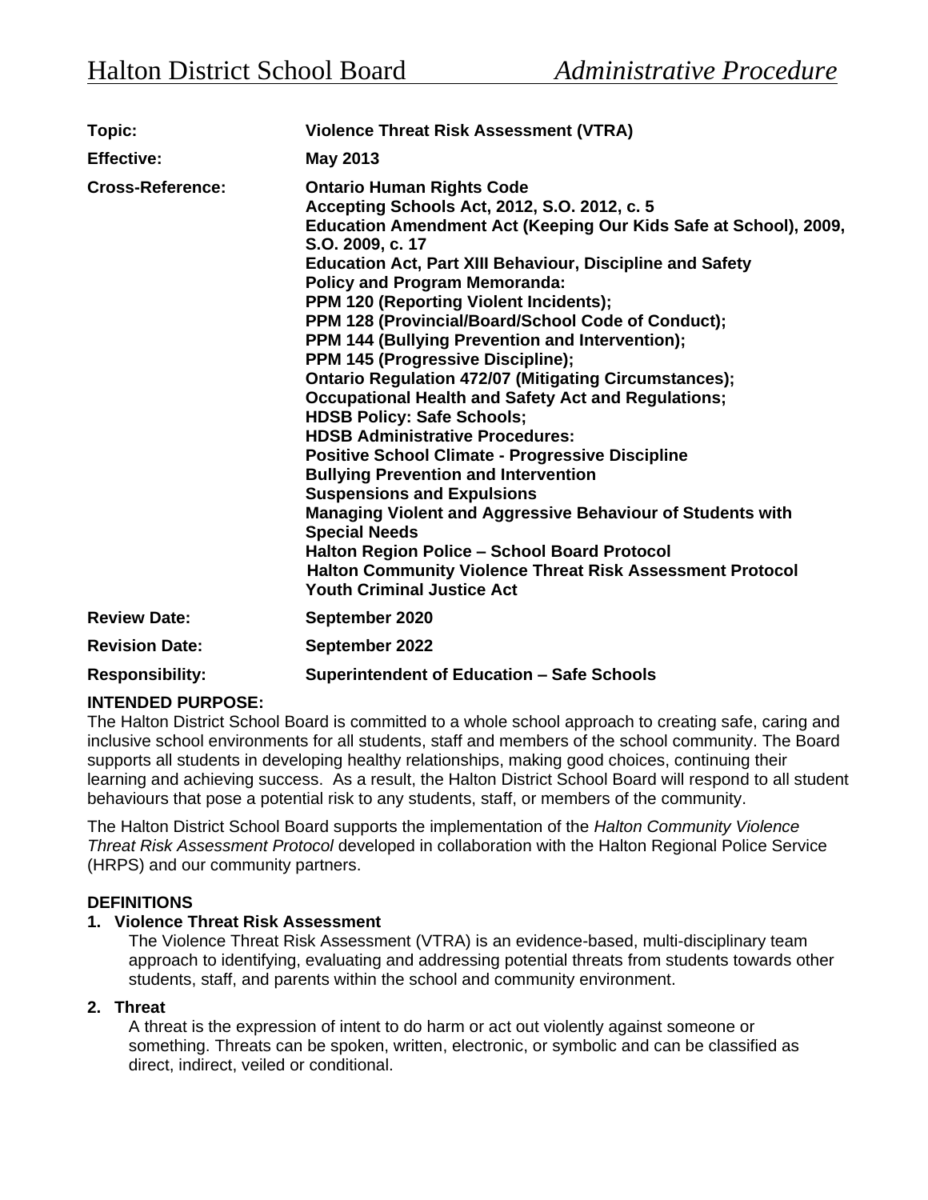# Halton District School Board *Administrative Procedure*

| | |
|---|---|
| **Topic:** | **Violence Threat Risk Assessment (VTRA)** |
| **Effective:** | **May 2013** |
| **Cross-Reference:** | **Ontario Human Rights Code**<br>**Accepting Schools Act, 2012, S.O. 2012, c. 5**<br>**Education Amendment Act (Keeping Our Kids Safe at School), 2009, S.O. 2009, c. 17**<br>**Education Act, Part XIII Behaviour, Discipline and Safety**<br>**Policy and Program Memoranda:**<br>**PPM 120 (Reporting Violent Incidents);**<br>**PPM 128 (Provincial/Board/School Code of Conduct);**<br>**PPM 144 (Bullying Prevention and Intervention);**<br>**PPM 145 (Progressive Discipline);**<br>**Ontario Regulation 472/07 (Mitigating Circumstances);**<br>**Occupational Health and Safety Act and Regulations;**<br>**HDSB Policy: Safe Schools;**<br>**HDSB Administrative Procedures:**<br>**Positive School Climate - Progressive Discipline**<br>**Bullying Prevention and Intervention**<br>**Suspensions and Expulsions**<br>**Managing Violent and Aggressive Behaviour of Students with Special Needs**<br>**Halton Region Police – School Board Protocol**<br>**Halton Community Violence Threat Risk Assessment Protocol**<br>**Youth Criminal Justice Act** |
| **Review Date:** | **September 2020** |
| **Revision Date:** | **September 2022** |
| **Responsibility:** | **Superintendent of Education – Safe Schools** |

**INTENDED PURPOSE:**

The Halton District School Board is committed to a whole school approach to creating safe, caring and inclusive school environments for all students, staff and members of the school community. The Board supports all students in developing healthy relationships, making good choices, continuing their learning and achieving success. As a result, the Halton District School Board will respond to all student behaviours that pose a potential risk to any students, staff, or members of the community.

The Halton District School Board supports the implementation of the *Halton Community Violence Threat Risk Assessment Protocol* developed in collaboration with the Halton Regional Police Service (HRPS) and our community partners.

**DEFINITIONS**

1. **Violence Threat Risk Assessment**
   The Violence Threat Risk Assessment (VTRA) is an evidence-based, multi-disciplinary team approach to identifying, evaluating and addressing potential threats from students towards other students, staff, and parents within the school and community environment.

2. **Threat**
   A threat is the expression of intent to do harm or act out violently against someone or something. Threats can be spoken, written, electronic, or symbolic and can be classified as direct, indirect, veiled or conditional.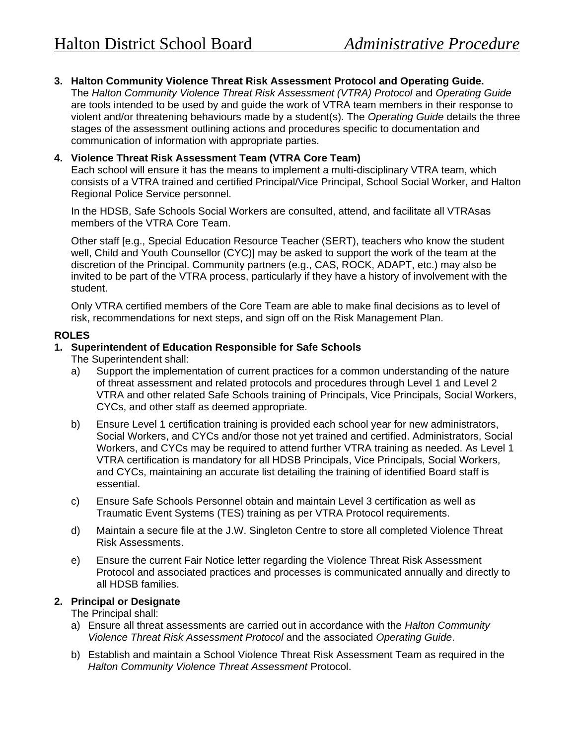**3. Halton Community Violence Threat Risk Assessment Protocol and Operating Guide.**

The *Halton Community Violence Threat Risk Assessment (VTRA) Protocol* and *Operating Guide* are tools intended to be used by and guide the work of VTRA team members in their response to violent and/or threatening behaviours made by a student(s). The *Operating Guide* details the three stages of the assessment outlining actions and procedures specific to documentation and communication of information with appropriate parties.

**4. Violence Threat Risk Assessment Team (VTRA Core Team)**

Each school will ensure it has the means to implement a multi-disciplinary VTRA team, which consists of a VTRA trained and certified Principal/Vice Principal, School Social Worker, and Halton Regional Police Service personnel.

In the HDSB, Safe Schools Social Workers are consulted, attend, and facilitate all VTRAsas members of the VTRA Core Team.

Other staff [e.g., Special Education Resource Teacher (SERT), teachers who know the student well, Child and Youth Counsellor (CYC)] may be asked to support the work of the team at the discretion of the Principal. Community partners (e.g., CAS, ROCK, ADAPT, etc.) may also be invited to be part of the VTRA process, particularly if they have a history of involvement with the student.

Only VTRA certified members of the Core Team are able to make final decisions as to level of risk, recommendations for next steps, and sign off on the Risk Management Plan.

**ROLES**

**1. Superintendent of Education Responsible for Safe Schools**

The Superintendent shall:

a) Support the implementation of current practices for a common understanding of the nature of threat assessment and related protocols and procedures through Level 1 and Level 2 VTRA and other related Safe Schools training of Principals, Vice Principals, Social Workers, CYCs, and other staff as deemed appropriate.

b) Ensure Level 1 certification training is provided each school year for new administrators, Social Workers, and CYCs and/or those not yet trained and certified. Administrators, Social Workers, and CYCs may be required to attend further VTRA training as needed. As Level 1 VTRA certification is mandatory for all HDSB Principals, Vice Principals, Social Workers, and CYCs, maintaining an accurate list detailing the training of identified Board staff is essential.

c) Ensure Safe Schools Personnel obtain and maintain Level 3 certification as well as Traumatic Event Systems (TES) training as per VTRA Protocol requirements.

d) Maintain a secure file at the J.W. Singleton Centre to store all completed Violence Threat Risk Assessments.

e) Ensure the current Fair Notice letter regarding the Violence Threat Risk Assessment Protocol and associated practices and processes is communicated annually and directly to all HDSB families.

**2. Principal or Designate**

The Principal shall:

a) Ensure all threat assessments are carried out in accordance with the *Halton Community Violence Threat Risk Assessment Protocol* and the associated *Operating Guide*.

b) Establish and maintain a School Violence Threat Risk Assessment Team as required in the *Halton Community Violence Threat Assessment* Protocol.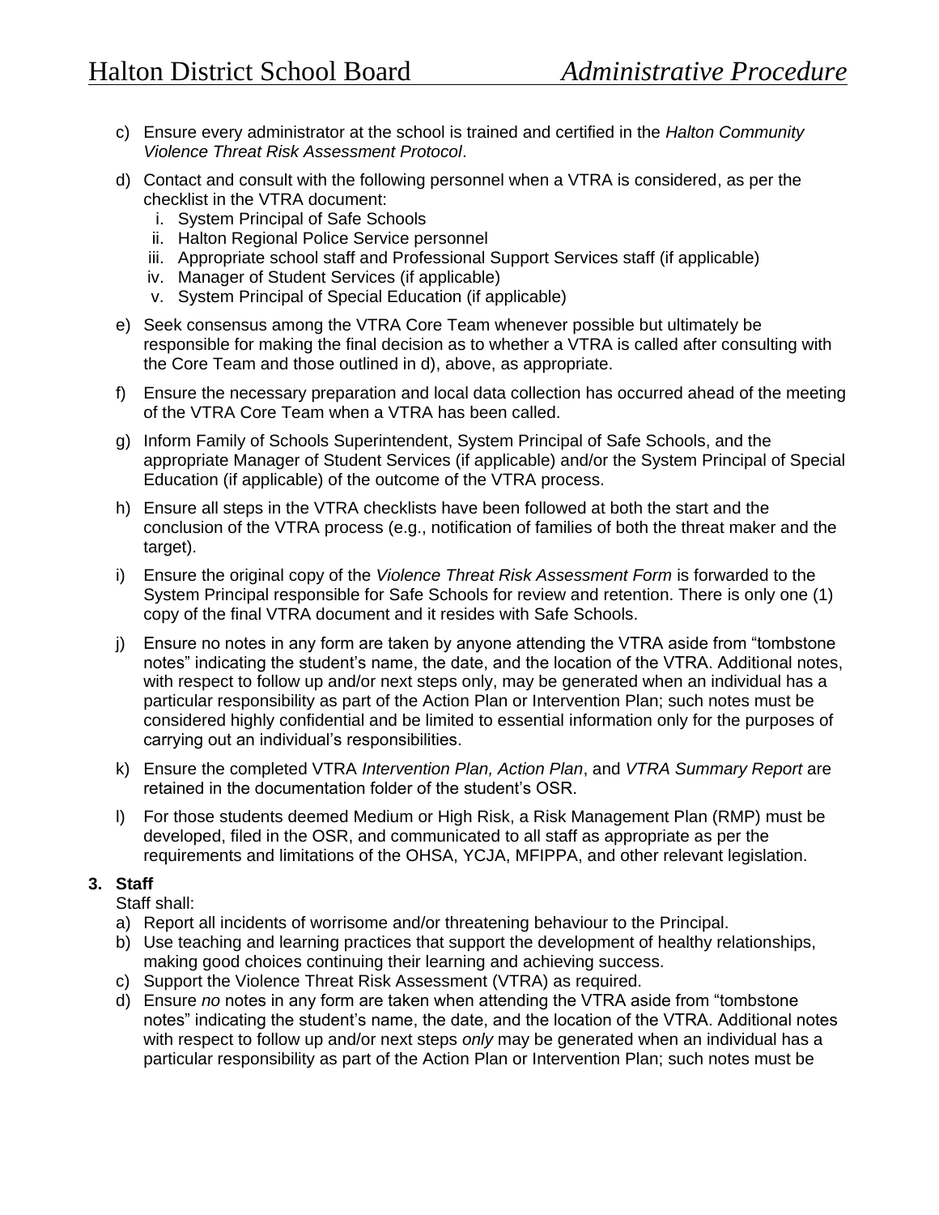c) Ensure every administrator at the school is trained and certified in the *Halton Community Violence Threat Risk Assessment Protocol*.

d) Contact and consult with the following personnel when a VTRA is considered, as per the checklist in the VTRA document:
   i. System Principal of Safe Schools
   ii. Halton Regional Police Service personnel
   iii. Appropriate school staff and Professional Support Services staff (if applicable)
   iv. Manager of Student Services (if applicable)
   v. System Principal of Special Education (if applicable)

e) Seek consensus among the VTRA Core Team whenever possible but ultimately be responsible for making the final decision as to whether a VTRA is called after consulting with the Core Team and those outlined in d), above, as appropriate.

f) Ensure the necessary preparation and local data collection has occurred ahead of the meeting of the VTRA Core Team when a VTRA has been called.

g) Inform Family of Schools Superintendent, System Principal of Safe Schools, and the appropriate Manager of Student Services (if applicable) and/or the System Principal of Special Education (if applicable) of the outcome of the VTRA process.

h) Ensure all steps in the VTRA checklists have been followed at both the start and the conclusion of the VTRA process (e.g., notification of families of both the threat maker and the target).

i) Ensure the original copy of the *Violence Threat Risk Assessment Form* is forwarded to the System Principal responsible for Safe Schools for review and retention. There is only one (1) copy of the final VTRA document and it resides with Safe Schools.

j) Ensure no notes in any form are taken by anyone attending the VTRA aside from "tombstone notes" indicating the student's name, the date, and the location of the VTRA. Additional notes, with respect to follow up and/or next steps only, may be generated when an individual has a particular responsibility as part of the Action Plan or Intervention Plan; such notes must be considered highly confidential and be limited to essential information only for the purposes of carrying out an individual's responsibilities.

k) Ensure the completed VTRA *Intervention Plan, Action Plan*, and *VTRA Summary Report* are retained in the documentation folder of the student's OSR.

l) For those students deemed Medium or High Risk, a Risk Management Plan (RMP) must be developed, filed in the OSR, and communicated to all staff as appropriate as per the requirements and limitations of the OHSA, YCJA, MFIPPA, and other relevant legislation.

**3. Staff**

Staff shall:

a) Report all incidents of worrisome and/or threatening behaviour to the Principal.
b) Use teaching and learning practices that support the development of healthy relationships, making good choices continuing their learning and achieving success.
c) Support the Violence Threat Risk Assessment (VTRA) as required.
d) Ensure *no* notes in any form are taken when attending the VTRA aside from "tombstone notes" indicating the student's name, the date, and the location of the VTRA. Additional notes with respect to follow up and/or next steps *only* may be generated when an individual has a particular responsibility as part of the Action Plan or Intervention Plan; such notes must be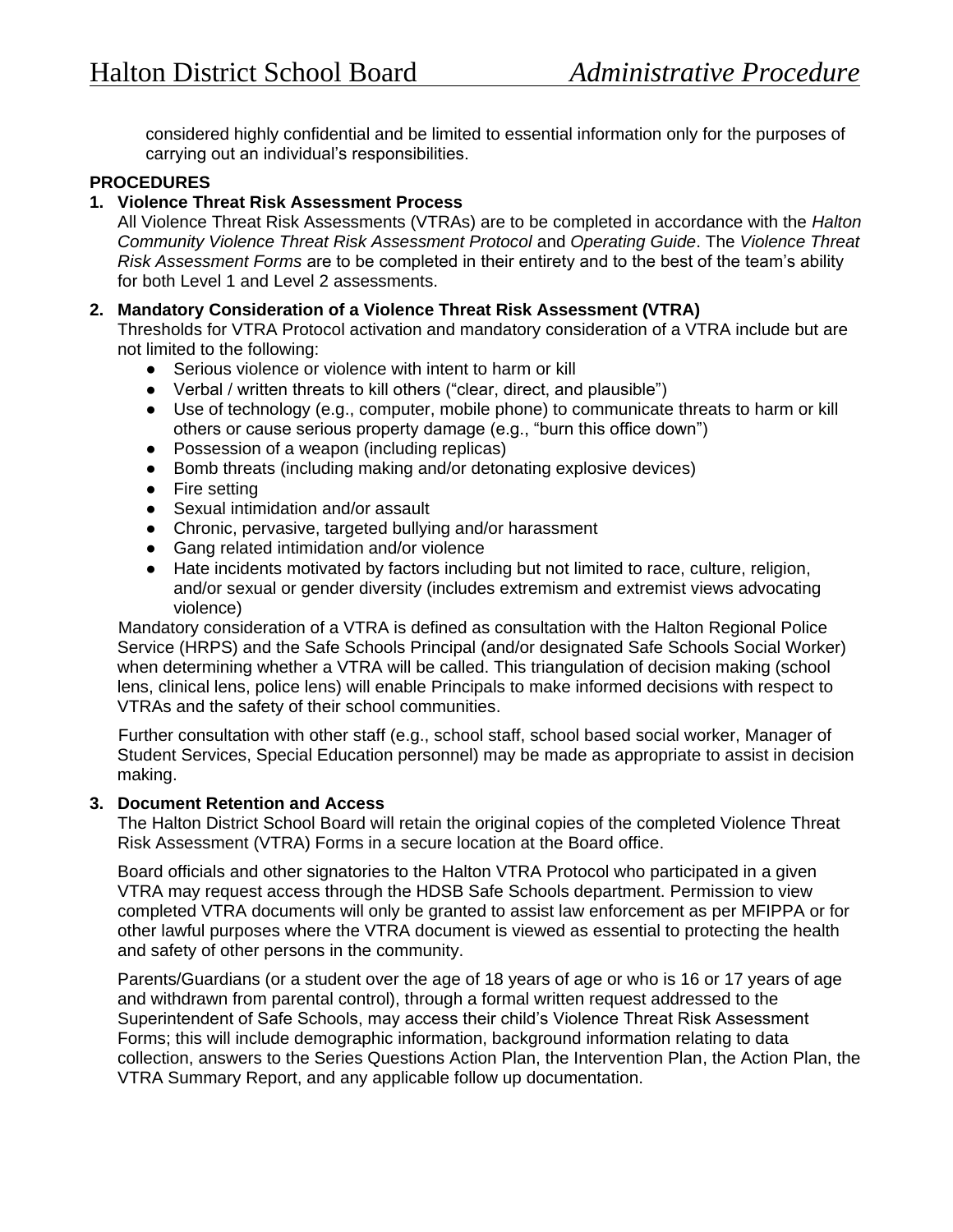considered highly confidential and be limited to essential information only for the purposes of carrying out an individual's responsibilities.

**PROCEDURES**

1. **Violence Threat Risk Assessment Process**

   All Violence Threat Risk Assessments (VTRAs) are to be completed in accordance with the *Halton Community Violence Threat Risk Assessment Protocol* and *Operating Guide*. The *Violence Threat Risk Assessment Forms* are to be completed in their entirety and to the best of the team's ability for both Level 1 and Level 2 assessments.

2. **Mandatory Consideration of a Violence Threat Risk Assessment (VTRA)**

   Thresholds for VTRA Protocol activation and mandatory consideration of a VTRA include but are not limited to the following:

   - Serious violence or violence with intent to harm or kill
   - Verbal / written threats to kill others ("clear, direct, and plausible")
   - Use of technology (e.g., computer, mobile phone) to communicate threats to harm or kill others or cause serious property damage (e.g., "burn this office down")
   - Possession of a weapon (including replicas)
   - Bomb threats (including making and/or detonating explosive devices)
   - Fire setting
   - Sexual intimidation and/or assault
   - Chronic, pervasive, targeted bullying and/or harassment
   - Gang related intimidation and/or violence
   - Hate incidents motivated by factors including but not limited to race, culture, religion, and/or sexual or gender diversity (includes extremism and extremist views advocating violence)

   Mandatory consideration of a VTRA is defined as consultation with the Halton Regional Police Service (HRPS) and the Safe Schools Principal (and/or designated Safe Schools Social Worker) when determining whether a VTRA will be called. This triangulation of decision making (school lens, clinical lens, police lens) will enable Principals to make informed decisions with respect to VTRAs and the safety of their school communities.

   Further consultation with other staff (e.g., school staff, school based social worker, Manager of Student Services, Special Education personnel) may be made as appropriate to assist in decision making.

3. **Document Retention and Access**

   The Halton District School Board will retain the original copies of the completed Violence Threat Risk Assessment (VTRA) Forms in a secure location at the Board office.

   Board officials and other signatories to the Halton VTRA Protocol who participated in a given VTRA may request access through the HDSB Safe Schools department. Permission to view completed VTRA documents will only be granted to assist law enforcement as per MFIPPA or for other lawful purposes where the VTRA document is viewed as essential to protecting the health and safety of other persons in the community.

   Parents/Guardians (or a student over the age of 18 years of age or who is 16 or 17 years of age and withdrawn from parental control), through a formal written request addressed to the Superintendent of Safe Schools, may access their child's Violence Threat Risk Assessment Forms; this will include demographic information, background information relating to data collection, answers to the Series Questions Action Plan, the Intervention Plan, the Action Plan, the VTRA Summary Report, and any applicable follow up documentation.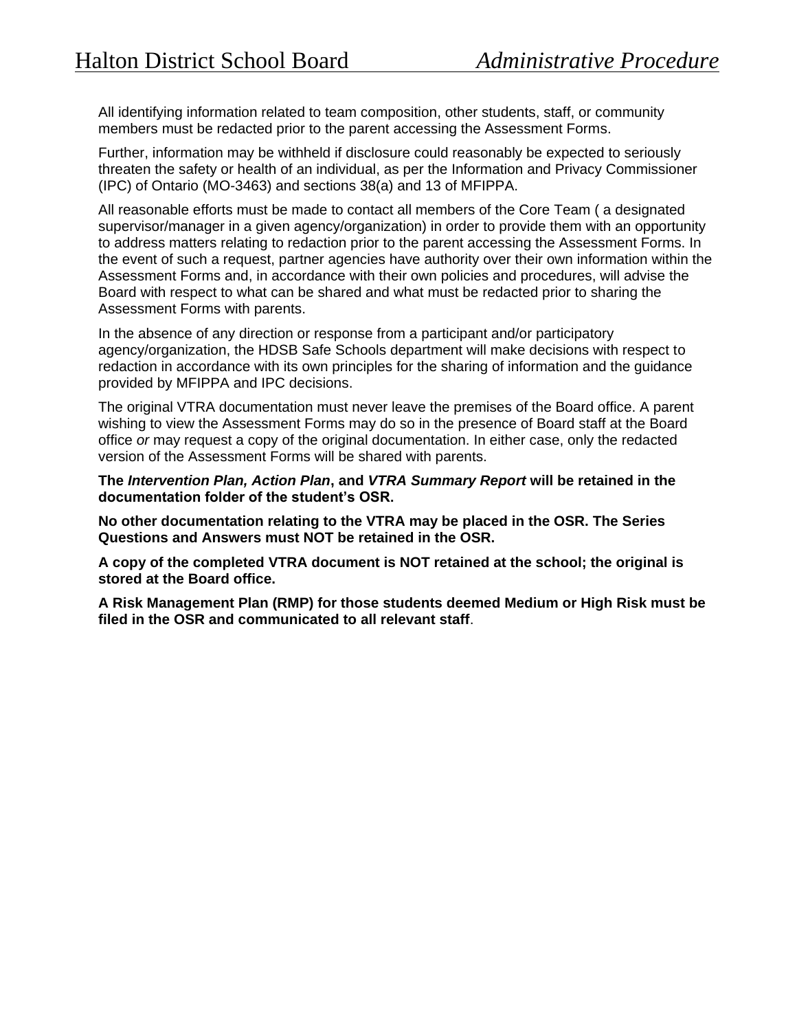All identifying information related to team composition, other students, staff, or community members must be redacted prior to the parent accessing the Assessment Forms.

Further, information may be withheld if disclosure could reasonably be expected to seriously threaten the safety or health of an individual, as per the Information and Privacy Commissioner (IPC) of Ontario (MO-3463) and sections 38(a) and 13 of MFIPPA.

All reasonable efforts must be made to contact all members of the Core Team ( a designated supervisor/manager in a given agency/organization) in order to provide them with an opportunity to address matters relating to redaction prior to the parent accessing the Assessment Forms. In the event of such a request, partner agencies have authority over their own information within the Assessment Forms and, in accordance with their own policies and procedures, will advise the Board with respect to what can be shared and what must be redacted prior to sharing the Assessment Forms with parents.

In the absence of any direction or response from a participant and/or participatory agency/organization, the HDSB Safe Schools department will make decisions with respect to redaction in accordance with its own principles for the sharing of information and the guidance provided by MFIPPA and IPC decisions.

The original VTRA documentation must never leave the premises of the Board office. A parent wishing to view the Assessment Forms may do so in the presence of Board staff at the Board office *or* may request a copy of the original documentation. In either case, only the redacted version of the Assessment Forms will be shared with parents.

**The *Intervention Plan, Action Plan*, and *VTRA Summary Report* will be retained in the documentation folder of the student's OSR.**

**No other documentation relating to the VTRA may be placed in the OSR. The Series Questions and Answers must NOT be retained in the OSR.**

**A copy of the completed VTRA document is NOT retained at the school; the original is stored at the Board office.**

**A Risk Management Plan (RMP) for those students deemed Medium or High Risk must be filed in the OSR and communicated to all relevant staff**.